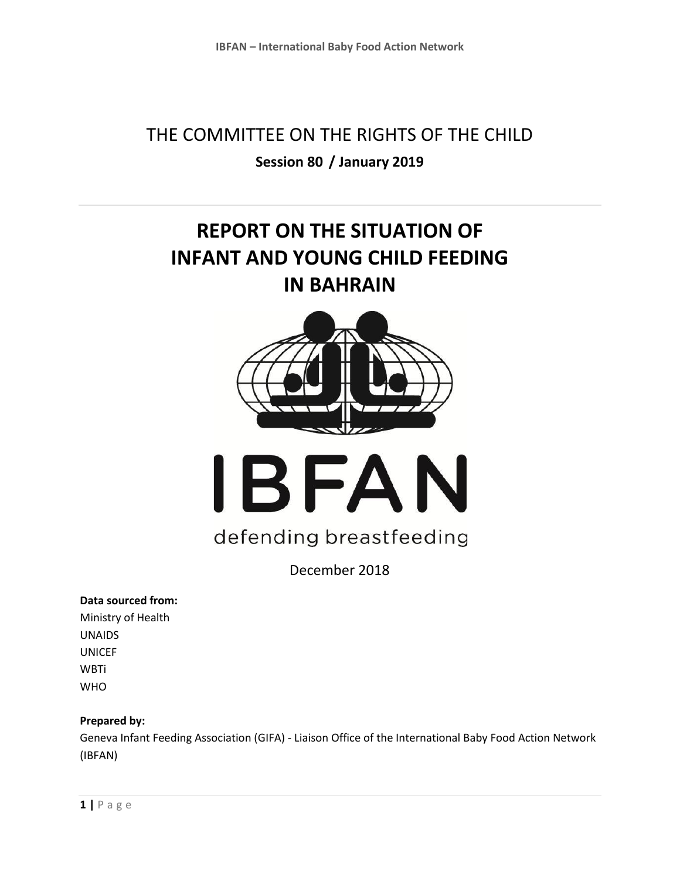# THE COMMITTEE ON THE RIGHTS OF THE CHILD

**Session 80 / January 2019**

---

# REPORT ON THE SITUATION OF INFANT AND YOUNG CHILD FEEDING IN BAHRAIN

IBFAN

defending breastfeeding

December 2018

**Data sourced from:**

Ministry of Health
UNAIDS
UNICEF
WBTi
WHO

**Prepared by:**

Geneva Infant Feeding Association (GIFA) - Liaison Office of the International Baby Food Action Network (IBFAN)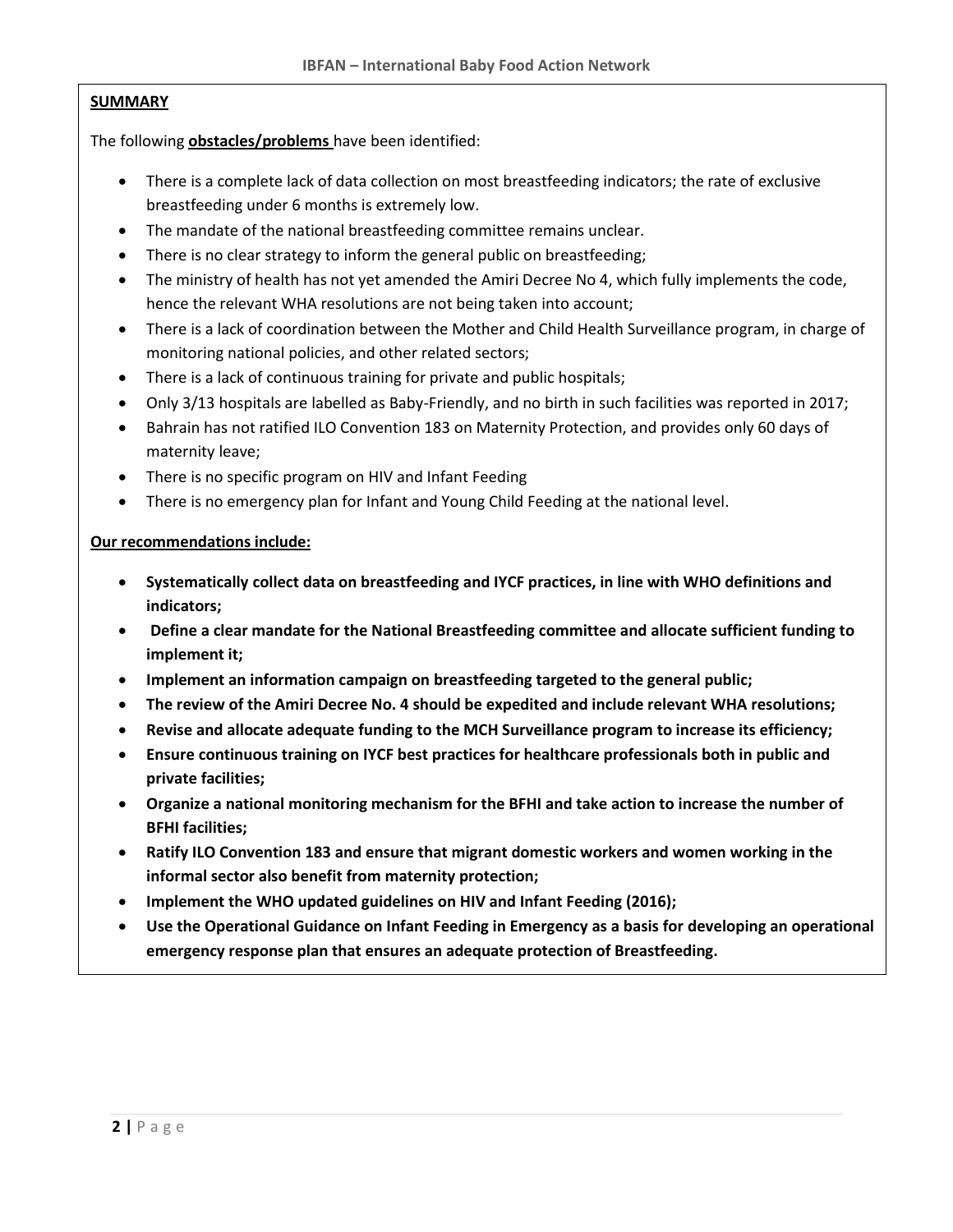**SUMMARY**

The following **obstacles/problems** have been identified:

- There is a complete lack of data collection on most breastfeeding indicators; the rate of exclusive breastfeeding under 6 months is extremely low.
- The mandate of the national breastfeeding committee remains unclear.
- There is no clear strategy to inform the general public on breastfeeding;
- The ministry of health has not yet amended the Amiri Decree No 4, which fully implements the code, hence the relevant WHA resolutions are not being taken into account;
- There is a lack of coordination between the Mother and Child Health Surveillance program, in charge of monitoring national policies, and other related sectors;
- There is a lack of continuous training for private and public hospitals;
- Only 3/13 hospitals are labelled as Baby-Friendly, and no birth in such facilities was reported in 2017;
- Bahrain has not ratified ILO Convention 183 on Maternity Protection, and provides only 60 days of maternity leave;
- There is no specific program on HIV and Infant Feeding
- There is no emergency plan for Infant and Young Child Feeding at the national level.

**Our recommendations include:**

- **Systematically collect data on breastfeeding and IYCF practices, in line with WHO definitions and indicators;**
- **Define a clear mandate for the National Breastfeeding committee and allocate sufficient funding to implement it;**
- **Implement an information campaign on breastfeeding targeted to the general public;**
- **The review of the Amiri Decree No. 4 should be expedited and include relevant WHA resolutions;**
- **Revise and allocate adequate funding to the MCH Surveillance program to increase its efficiency;**
- **Ensure continuous training on IYCF best practices for healthcare professionals both in public and private facilities;**
- **Organize a national monitoring mechanism for the BFHI and take action to increase the number of BFHI facilities;**
- **Ratify ILO Convention 183 and ensure that migrant domestic workers and women working in the informal sector also benefit from maternity protection;**
- **Implement the WHO updated guidelines on HIV and Infant Feeding (2016);**
- **Use the Operational Guidance on Infant Feeding in Emergency as a basis for developing an operational emergency response plan that ensures an adequate protection of Breastfeeding.**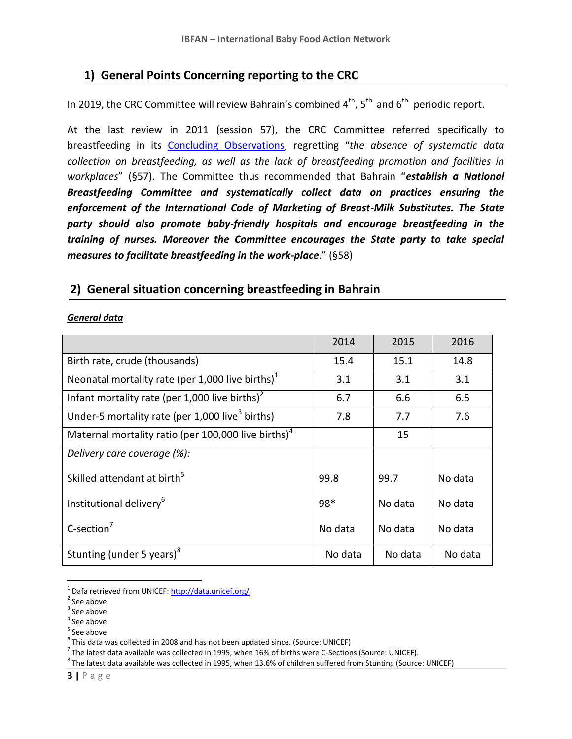## 1) General Points Concerning reporting to the CRC

In 2019, the CRC Committee will review Bahrain's combined 4th, 5th and 6th periodic report.

At the last review in 2011 (session 57), the CRC Committee referred specifically to breastfeeding in its Concluding Observations, regretting "*the absence of systematic data collection on breastfeeding, as well as the lack of breastfeeding promotion and facilities in workplaces*" (§57). The Committee thus recommended that Bahrain "***establish a National Breastfeeding Committee and systematically collect data on practices ensuring the enforcement of the International Code of Marketing of Breast-Milk Substitutes. The State party should also promote baby-friendly hospitals and encourage breastfeeding in the training of nurses. Moreover the Committee encourages the State party to take special measures to facilitate breastfeeding in the work-place***." (§58)

## 2) General situation concerning breastfeeding in Bahrain

***General data***

| | 2014 | 2015 | 2016 |
|---|---|---|---|
| Birth rate, crude (thousands) | 15.4 | 15.1 | 14.8 |
| Neonatal mortality rate (per 1,000 live births)[1] | 3.1 | 3.1 | 3.1 |
| Infant mortality rate (per 1,000 live births)[2] | 6.7 | 6.6 | 6.5 |
| Under-5 mortality rate (per 1,000 live[3] births) | 7.8 | 7.7 | 7.6 |
| Maternal mortality ratio (per 100,000 live births)[4] | | 15 | |
| *Delivery care coverage (%):* | | | |
| Skilled attendant at birth[5] | 99.8 | 99.7 | No data |
| Institutional delivery[6] | 98* | No data | No data |
| C-section[7] | No data | No data | No data |
| Stunting (under 5 years)[8] | No data | No data | No data |

[1] Dafa retrieved from UNICEF: http://data.unicef.org/

[2] See above

[3] See above

[4] See above

[5] See above

[6] This data was collected in 2008 and has not been updated since. (Source: UNICEF)

[7] The latest data available was collected in 1995, when 16% of births were C-Sections (Source: UNICEF).

[8] The latest data available was collected in 1995, when 13.6% of children suffered from Stunting (Source: UNICEF)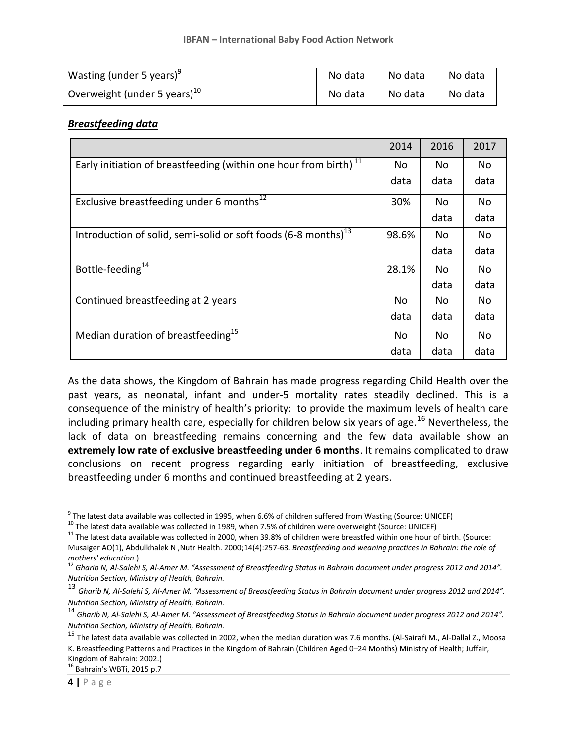| Wasting (under 5 years)[9] | No data | No data | No data |
|---|---|---|---|
| Overweight (under 5 years)[10] | No data | No data | No data |

***Breastfeeding data***

| | 2014 | 2016 | 2017 |
|---|---|---|---|
| Early initiation of breastfeeding (within one hour from birth)[11] | No data | No data | No data |
| Exclusive breastfeeding under 6 months[12] | 30% | No data | No data |
| Introduction of solid, semi-solid or soft foods (6-8 months)[13] | 98.6% | No data | No data |
| Bottle-feeding[14] | 28.1% | No data | No data |
| Continued breastfeeding at 2 years | No data | No data | No data |
| Median duration of breastfeeding[15] | No data | No data | No data |

As the data shows, the Kingdom of Bahrain has made progress regarding Child Health over the past years, as neonatal, infant and under-5 mortality rates steadily declined. This is a consequence of the ministry of health's priority: to provide the maximum levels of health care including primary health care, especially for children below six years of age.[16] Nevertheless, the lack of data on breastfeeding remains concerning and the few data available show an **extremely low rate of exclusive breastfeeding under 6 months**. It remains complicated to draw conclusions on recent progress regarding early initiation of breastfeeding, exclusive breastfeeding under 6 months and continued breastfeeding at 2 years.

---

[9] The latest data available was collected in 1995, when 6.6% of children suffered from Wasting (Source: UNICEF)

[10] The latest data available was collected in 1989, when 7.5% of children were overweight (Source: UNICEF)

[11] The latest data available was collected in 2000, when 39.8% of children were breastfed within one hour of birth. (Source: Musaiger AO(1), Abdulkhalek N ,Nutr Health. 2000;14(4):257-63. *Breastfeeding and weaning practices in Bahrain: the role of mothers' education*.)

[12] *Gharib N, Al-Salehi S, Al-Amer M. "Assessment of Breastfeeding Status in Bahrain document under progress 2012 and 2014". Nutrition Section, Ministry of Health, Bahrain.*

[13] *Gharib N, Al-Salehi S, Al-Amer M. "Assessment of Breastfeeding Status in Bahrain document under progress 2012 and 2014". Nutrition Section, Ministry of Health, Bahrain.*

[14] *Gharib N, Al-Salehi S, Al-Amer M. "Assessment of Breastfeeding Status in Bahrain document under progress 2012 and 2014". Nutrition Section, Ministry of Health, Bahrain.*

[15] The latest data available was collected in 2002, when the median duration was 7.6 months. (Al-Sairafi M., Al-Dallal Z., Moosa K. Breastfeeding Patterns and Practices in the Kingdom of Bahrain (Children Aged 0–24 Months) Ministry of Health; Juffair, Kingdom of Bahrain: 2002.)

[16] Bahrain's WBTi, 2015 p.7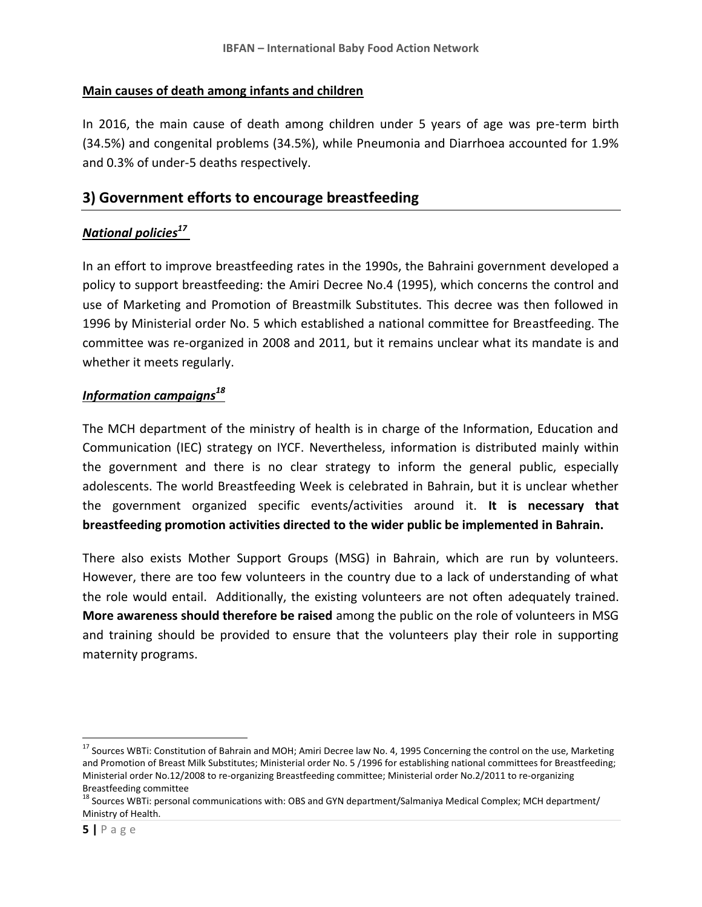**Main causes of death among infants and children**

In 2016, the main cause of death among children under 5 years of age was pre-term birth (34.5%) and congenital problems (34.5%), while Pneumonia and Diarrhoea accounted for 1.9% and 0.3% of under-5 deaths respectively.

## 3) Government efforts to encourage breastfeeding

### *National policies*[17]

In an effort to improve breastfeeding rates in the 1990s, the Bahraini government developed a policy to support breastfeeding: the Amiri Decree No.4 (1995), which concerns the control and use of Marketing and Promotion of Breastmilk Substitutes. This decree was then followed in 1996 by Ministerial order No. 5 which established a national committee for Breastfeeding. The committee was re-organized in 2008 and 2011, but it remains unclear what its mandate is and whether it meets regularly.

### *Information campaigns*[18]

The MCH department of the ministry of health is in charge of the Information, Education and Communication (IEC) strategy on IYCF. Nevertheless, information is distributed mainly within the government and there is no clear strategy to inform the general public, especially adolescents. The world Breastfeeding Week is celebrated in Bahrain, but it is unclear whether the government organized specific events/activities around it. **It is necessary that breastfeeding promotion activities directed to the wider public be implemented in Bahrain.**

There also exists Mother Support Groups (MSG) in Bahrain, which are run by volunteers. However, there are too few volunteers in the country due to a lack of understanding of what the role would entail. Additionally, the existing volunteers are not often adequately trained. **More awareness should therefore be raised** among the public on the role of volunteers in MSG and training should be provided to ensure that the volunteers play their role in supporting maternity programs.

---

[17] Sources WBTi: Constitution of Bahrain and MOH; Amiri Decree law No. 4, 1995 Concerning the control on the use, Marketing and Promotion of Breast Milk Substitutes; Ministerial order No. 5 /1996 for establishing national committees for Breastfeeding; Ministerial order No.12/2008 to re-organizing Breastfeeding committee; Ministerial order No.2/2011 to re-organizing Breastfeeding committee

[18] Sources WBTi: personal communications with: OBS and GYN department/Salmaniya Medical Complex; MCH department/ Ministry of Health.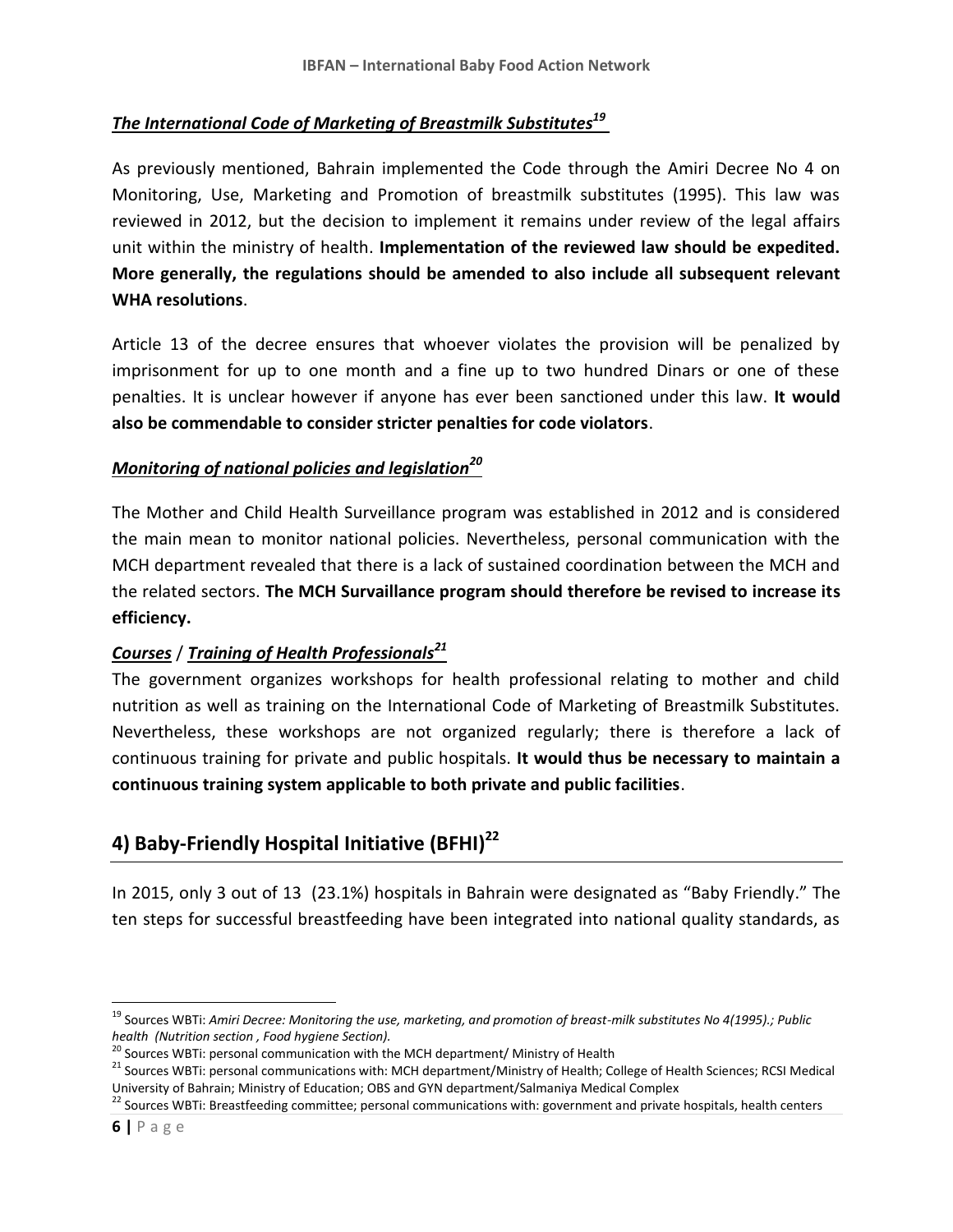### ***The International Code of Marketing of Breastmilk Substitutes***[19]

As previously mentioned, Bahrain implemented the Code through the Amiri Decree No 4 on Monitoring, Use, Marketing and Promotion of breastmilk substitutes (1995). This law was reviewed in 2012, but the decision to implement it remains under review of the legal affairs unit within the ministry of health. **Implementation of the reviewed law should be expedited. More generally, the regulations should be amended to also include all subsequent relevant WHA resolutions**.

Article 13 of the decree ensures that whoever violates the provision will be penalized by imprisonment for up to one month and a fine up to two hundred Dinars or one of these penalties. It is unclear however if anyone has ever been sanctioned under this law. **It would also be commendable to consider stricter penalties for code violators**.

### ***Monitoring of national policies and legislation***[20]

The Mother and Child Health Surveillance program was established in 2012 and is considered the main mean to monitor national policies. Nevertheless, personal communication with the MCH department revealed that there is a lack of sustained coordination between the MCH and the related sectors. **The MCH Survaillance program should therefore be revised to increase its efficiency.**

### ***Courses*** / ***Training of Health Professionals***[21]

The government organizes workshops for health professional relating to mother and child nutrition as well as training on the International Code of Marketing of Breastmilk Substitutes. Nevertheless, these workshops are not organized regularly; there is therefore a lack of continuous training for private and public hospitals. **It would thus be necessary to maintain a continuous training system applicable to both private and public facilities**.

## 4) Baby-Friendly Hospital Initiative (BFHI)[22]

In 2015, only 3 out of 13 (23.1%) hospitals in Bahrain were designated as "Baby Friendly." The ten steps for successful breastfeeding have been integrated into national quality standards, as

---

[19] Sources WBTi: *Amiri Decree: Monitoring the use, marketing, and promotion of breast-milk substitutes No 4(1995).; Public health (Nutrition section , Food hygiene Section).*

[20] Sources WBTi: personal communication with the MCH department/ Ministry of Health

[21] Sources WBTi: personal communications with: MCH department/Ministry of Health; College of Health Sciences; RCSI Medical University of Bahrain; Ministry of Education; OBS and GYN department/Salmaniya Medical Complex

[22] Sources WBTi: Breastfeeding committee; personal communications with: government and private hospitals, health centers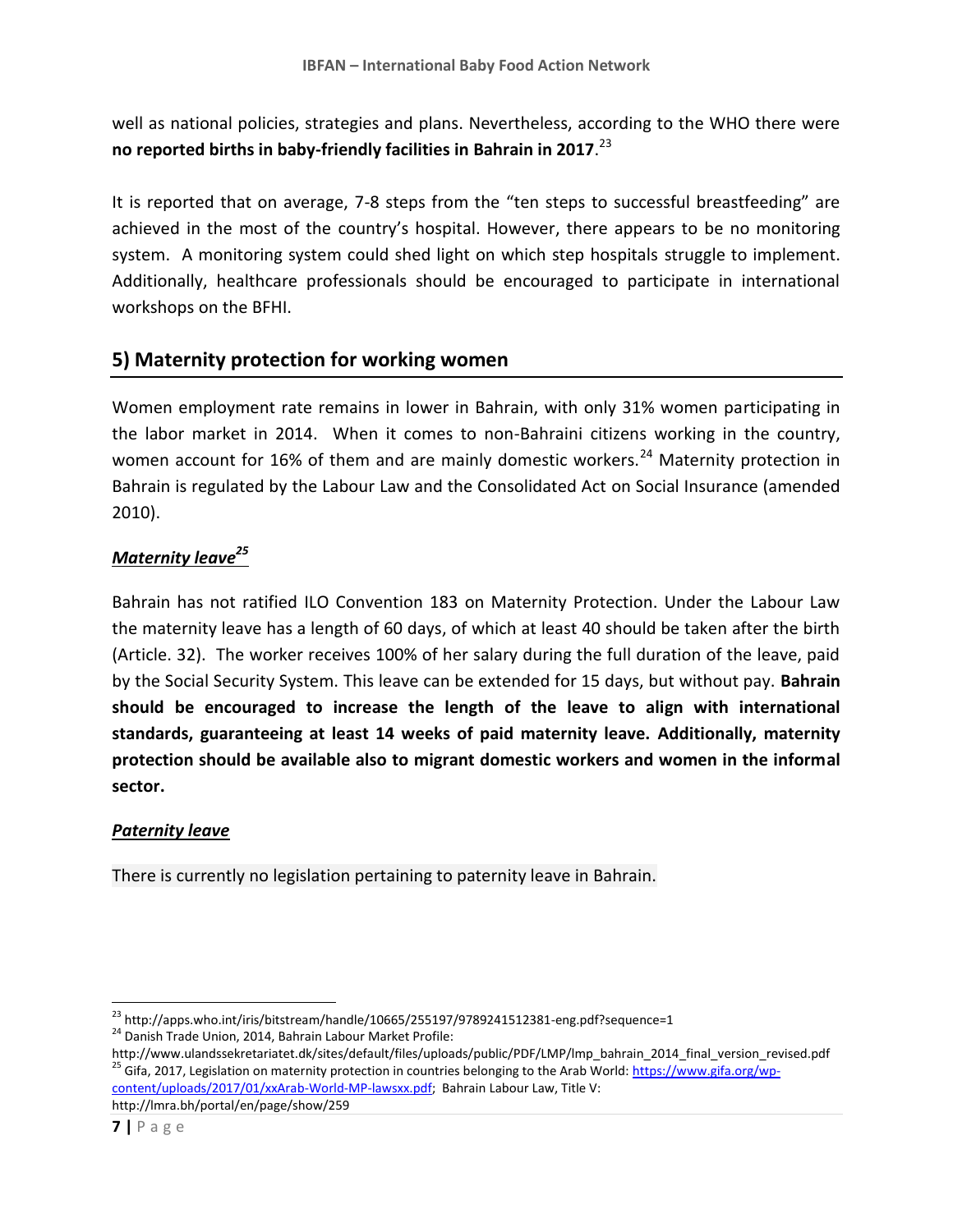well as national policies, strategies and plans. Nevertheless, according to the WHO there were **no reported births in baby-friendly facilities in Bahrain in 2017**.[23]

It is reported that on average, 7-8 steps from the "ten steps to successful breastfeeding" are achieved in the most of the country's hospital. However, there appears to be no monitoring system. A monitoring system could shed light on which step hospitals struggle to implement. Additionally, healthcare professionals should be encouraged to participate in international workshops on the BFHI.

## 5) Maternity protection for working women

Women employment rate remains in lower in Bahrain, with only 31% women participating in the labor market in 2014. When it comes to non-Bahraini citizens working in the country, women account for 16% of them and are mainly domestic workers.[24] Maternity protection in Bahrain is regulated by the Labour Law and the Consolidated Act on Social Insurance (amended 2010).

### *Maternity leave*[25]

Bahrain has not ratified ILO Convention 183 on Maternity Protection. Under the Labour Law the maternity leave has a length of 60 days, of which at least 40 should be taken after the birth (Article. 32). The worker receives 100% of her salary during the full duration of the leave, paid by the Social Security System. This leave can be extended for 15 days, but without pay. **Bahrain should be encouraged to increase the length of the leave to align with international standards, guaranteeing at least 14 weeks of paid maternity leave. Additionally, maternity protection should be available also to migrant domestic workers and women in the informal sector.**

### *Paternity leave*

There is currently no legislation pertaining to paternity leave in Bahrain.

---

[23] http://apps.who.int/iris/bitstream/handle/10665/255197/9789241512381-eng.pdf?sequence=1

[24] Danish Trade Union, 2014, Bahrain Labour Market Profile: http://www.ulandssekretariatet.dk/sites/default/files/uploads/public/PDF/LMP/lmp_bahrain_2014_final_version_revised.pdf

[25] Gifa, 2017, Legislation on maternity protection in countries belonging to the Arab World: https://www.gifa.org/wp-content/uploads/2017/01/xxArab-World-MP-lawsxx.pdf; Bahrain Labour Law, Title V: http://lmra.bh/portal/en/page/show/259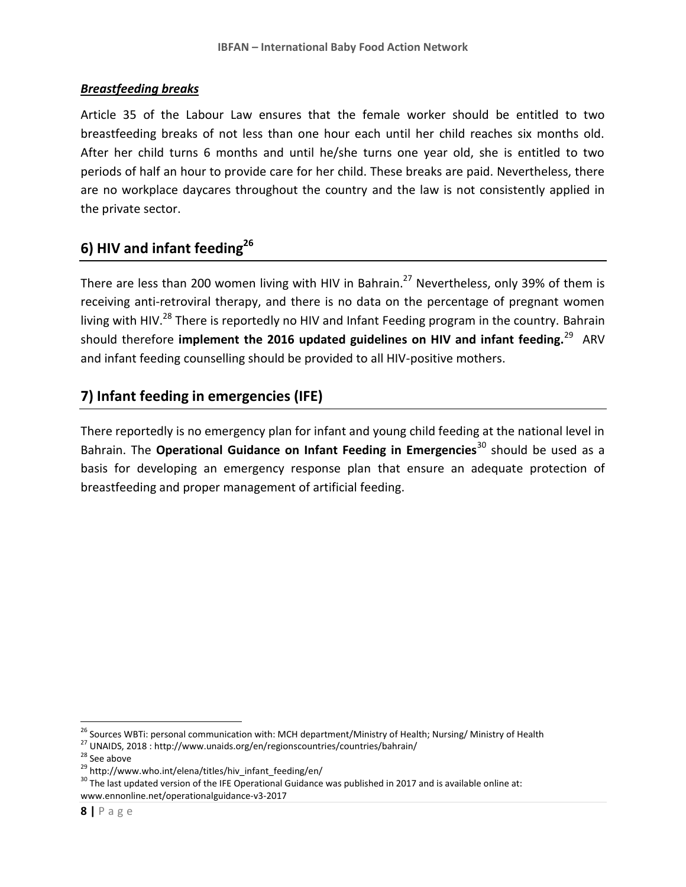***Breastfeeding breaks***

Article 35 of the Labour Law ensures that the female worker should be entitled to two breastfeeding breaks of not less than one hour each until her child reaches six months old. After her child turns 6 months and until he/she turns one year old, she is entitled to two periods of half an hour to provide care for her child. These breaks are paid. Nevertheless, there are no workplace daycares throughout the country and the law is not consistently applied in the private sector.

## 6) HIV and infant feeding[26]

There are less than 200 women living with HIV in Bahrain.[27] Nevertheless, only 39% of them is receiving anti-retroviral therapy, and there is no data on the percentage of pregnant women living with HIV.[28] There is reportedly no HIV and Infant Feeding program in the country. Bahrain should therefore **implement the 2016 updated guidelines on HIV and infant feeding.**[29] ARV and infant feeding counselling should be provided to all HIV-positive mothers.

## 7) Infant feeding in emergencies (IFE)

There reportedly is no emergency plan for infant and young child feeding at the national level in Bahrain. The **Operational Guidance on Infant Feeding in Emergencies**[30] should be used as a basis for developing an emergency response plan that ensure an adequate protection of breastfeeding and proper management of artificial feeding.

---

[26] Sources WBTi: personal communication with: MCH department/Ministry of Health; Nursing/ Ministry of Health

[27] UNAIDS, 2018 : http://www.unaids.org/en/regionscountries/countries/bahrain/

[28] See above

[29] http://www.who.int/elena/titles/hiv_infant_feeding/en/

[30] The last updated version of the IFE Operational Guidance was published in 2017 and is available online at: www.ennonline.net/operationalguidance-v3-2017